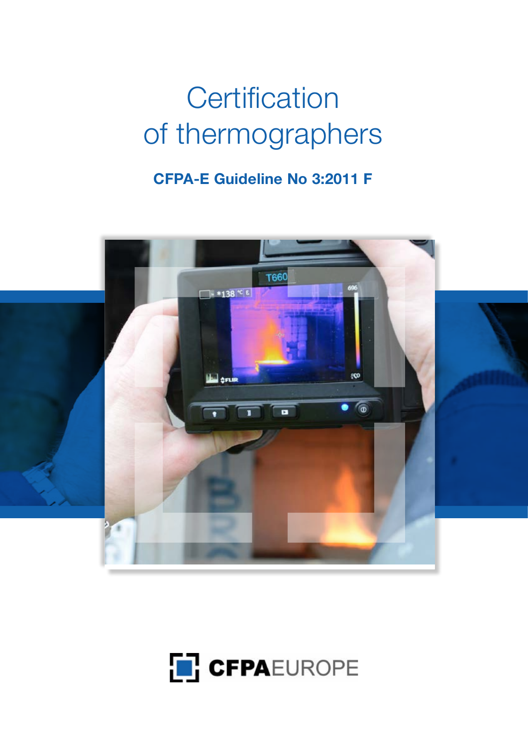# Certification of thermographers

**CFPA-E Guideline No 3:2011 F**

CFPAEUROPE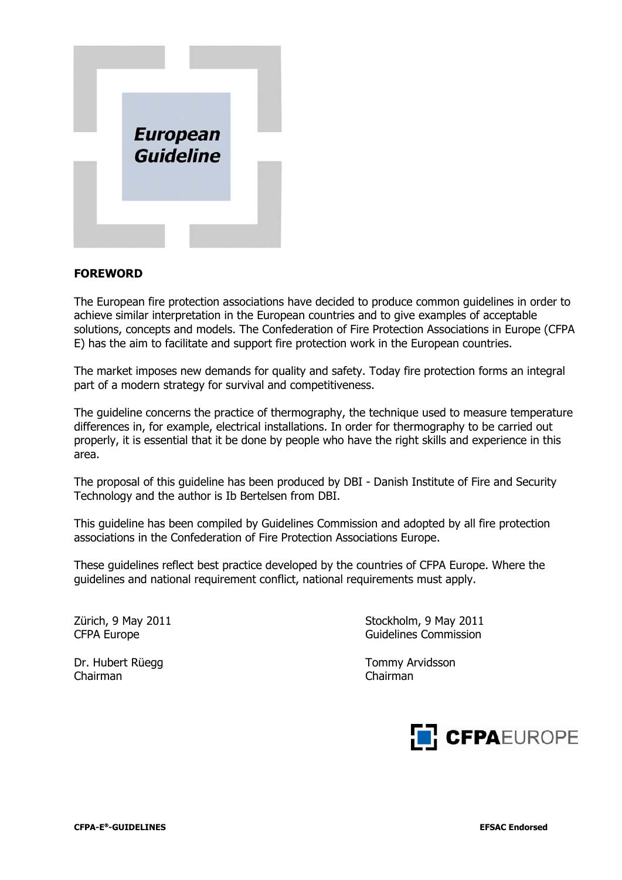*European Guideline*

## FOREWORD

The European fire protection associations have decided to produce common guidelines in order to achieve similar interpretation in the European countries and to give examples of acceptable solutions, concepts and models. The Confederation of Fire Protection Associations in Europe (CFPA E) has the aim to facilitate and support fire protection work in the European countries.

The market imposes new demands for quality and safety. Today fire protection forms an integral part of a modern strategy for survival and competitiveness.

The guideline concerns the practice of thermography, the technique used to measure temperature differences in, for example, electrical installations. In order for thermography to be carried out properly, it is essential that it be done by people who have the right skills and experience in this area.

The proposal of this guideline has been produced by DBI - Danish Institute of Fire and Security Technology and the author is Ib Bertelsen from DBI.

This guideline has been compiled by Guidelines Commission and adopted by all fire protection associations in the Confederation of Fire Protection Associations Europe.

These guidelines reflect best practice developed by the countries of CFPA Europe. Where the guidelines and national requirement conflict, national requirements must apply.

Zürich, 9 May 2011
CFPA Europe

Dr. Hubert Rüegg
Chairman

Stockholm, 9 May 2011
Guidelines Commission

Tommy Arvidsson
Chairman

CFPAEUROPE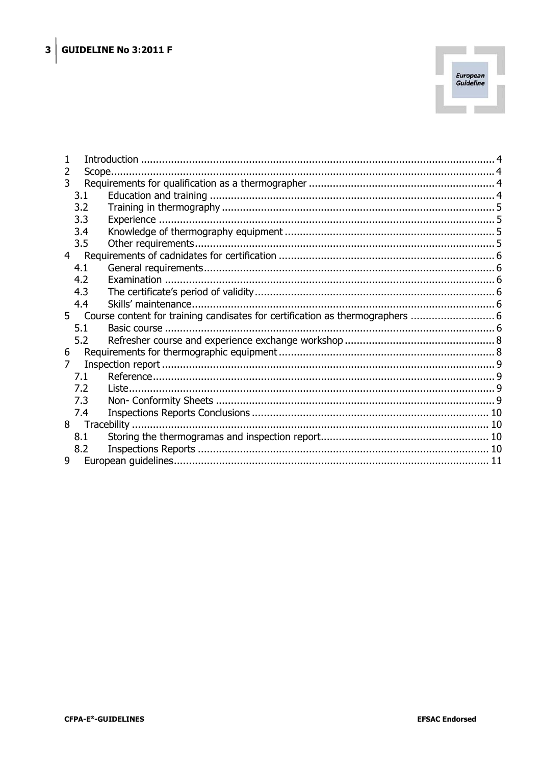| | | |
|---|---|---|
| 1 | Introduction | 4 |
| 2 | Scope | 4 |
| 3 | Requirements for qualification as a thermographer | 4 |
| 3.1 | Education and training | 4 |
| 3.2 | Training in thermography | 5 |
| 3.3 | Experience | 5 |
| 3.4 | Knowledge of thermography equipment | 5 |
| 3.5 | Other requirements | 5 |
| 4 | Requirements of cadnidates for certification | 6 |
| 4.1 | General requirements | 6 |
| 4.2 | Examination | 6 |
| 4.3 | The certificate's period of validity | 6 |
| 4.4 | Skills' maintenance | 6 |
| 5 | Course content for training candisates for certification as thermographers | 6 |
| 5.1 | Basic course | 6 |
| 5.2 | Refresher course and experience exchange workshop | 8 |
| 6 | Requirements for thermographic equipment | 8 |
| 7 | Inspection report | 9 |
| 7.1 | Reference | 9 |
| 7.2 | Liste | 9 |
| 7.3 | Non- Conformity Sheets | 9 |
| 7.4 | Inspections Reports Conclusions | 10 |
| 8 | Tracebility | 10 |
| 8.1 | Storing the thermogramas and inspection report | 10 |
| 8.2 | Inspections Reports | 10 |
| 9 | European guidelines | 11 |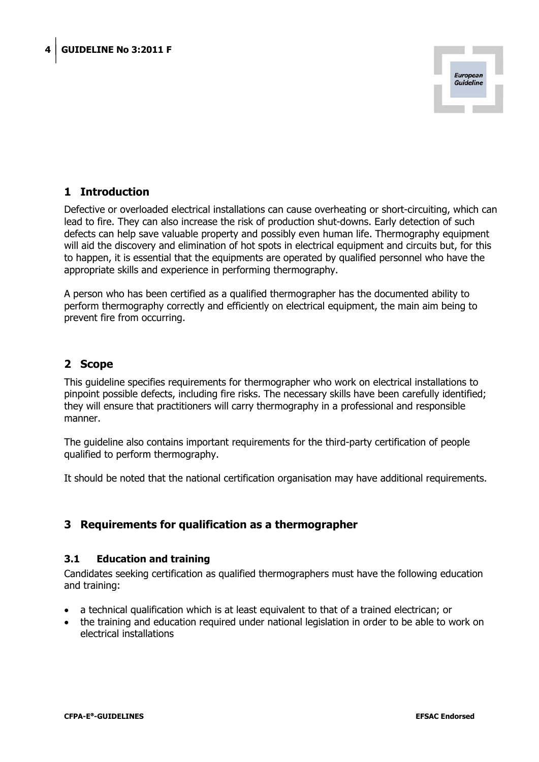## 1 Introduction

Defective or overloaded electrical installations can cause overheating or short-circuiting, which can lead to fire. They can also increase the risk of production shut-downs. Early detection of such defects can help save valuable property and possibly even human life. Thermography equipment will aid the discovery and elimination of hot spots in electrical equipment and circuits but, for this to happen, it is essential that the equipments are operated by qualified personnel who have the appropriate skills and experience in performing thermography.

A person who has been certified as a qualified thermographer has the documented ability to perform thermography correctly and efficiently on electrical equipment, the main aim being to prevent fire from occurring.

## 2 Scope

This guideline specifies requirements for thermographer who work on electrical installations to pinpoint possible defects, including fire risks. The necessary skills have been carefully identified; they will ensure that practitioners will carry thermography in a professional and responsible manner.

The guideline also contains important requirements for the third-party certification of people qualified to perform thermography.

It should be noted that the national certification organisation may have additional requirements.

## 3 Requirements for qualification as a thermographer

### 3.1 Education and training

Candidates seeking certification as qualified thermographers must have the following education and training:

- a technical qualification which is at least equivalent to that of a trained electrican; or
- the training and education required under national legislation in order to be able to work on electrical installations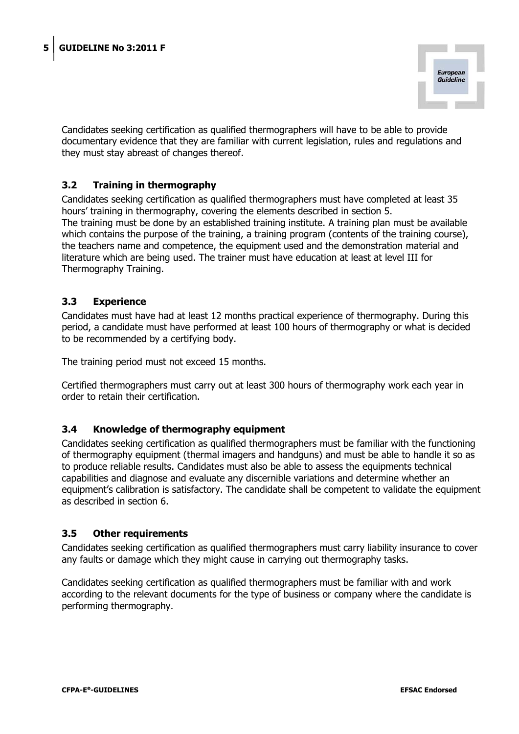Candidates seeking certification as qualified thermographers will have to be able to provide documentary evidence that they are familiar with current legislation, rules and regulations and they must stay abreast of changes thereof.

### 3.2 Training in thermography

Candidates seeking certification as qualified thermographers must have completed at least 35 hours' training in thermography, covering the elements described in section 5.
The training must be done by an established training institute. A training plan must be available which contains the purpose of the training, a training program (contents of the training course), the teachers name and competence, the equipment used and the demonstration material and literature which are being used. The trainer must have education at least at level III for Thermography Training.

### 3.3 Experience

Candidates must have had at least 12 months practical experience of thermography. During this period, a candidate must have performed at least 100 hours of thermography or what is decided to be recommended by a certifying body.

The training period must not exceed 15 months.

Certified thermographers must carry out at least 300 hours of thermography work each year in order to retain their certification.

### 3.4 Knowledge of thermography equipment

Candidates seeking certification as qualified thermographers must be familiar with the functioning of thermography equipment (thermal imagers and handguns) and must be able to handle it so as to produce reliable results. Candidates must also be able to assess the equipments technical capabilities and diagnose and evaluate any discernible variations and determine whether an equipment's calibration is satisfactory. The candidate shall be competent to validate the equipment as described in section 6.

### 3.5 Other requirements

Candidates seeking certification as qualified thermographers must carry liability insurance to cover any faults or damage which they might cause in carrying out thermography tasks.

Candidates seeking certification as qualified thermographers must be familiar with and work according to the relevant documents for the type of business or company where the candidate is performing thermography.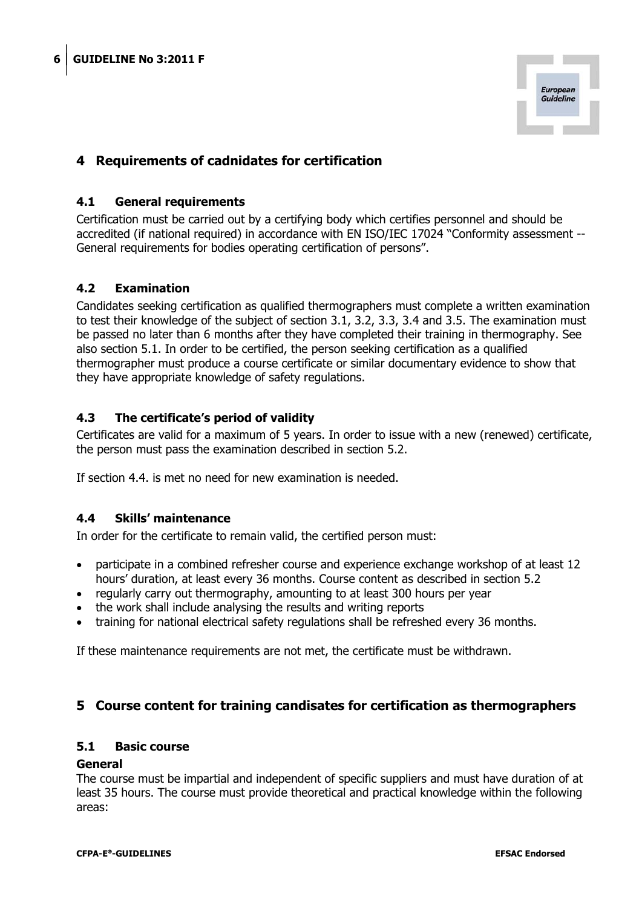## 4 Requirements of cadnidates for certification

### 4.1 General requirements

Certification must be carried out by a certifying body which certifies personnel and should be accredited (if national required) in accordance with EN ISO/IEC 17024 "Conformity assessment -- General requirements for bodies operating certification of persons".

### 4.2 Examination

Candidates seeking certification as qualified thermographers must complete a written examination to test their knowledge of the subject of section 3.1, 3.2, 3.3, 3.4 and 3.5. The examination must be passed no later than 6 months after they have completed their training in thermography. See also section 5.1. In order to be certified, the person seeking certification as a qualified thermographer must produce a course certificate or similar documentary evidence to show that they have appropriate knowledge of safety regulations.

### 4.3 The certificate's period of validity

Certificates are valid for a maximum of 5 years. In order to issue with a new (renewed) certificate, the person must pass the examination described in section 5.2.

If section 4.4. is met no need for new examination is needed.

### 4.4 Skills' maintenance

In order for the certificate to remain valid, the certified person must:

- participate in a combined refresher course and experience exchange workshop of at least 12 hours' duration, at least every 36 months. Course content as described in section 5.2
- regularly carry out thermography, amounting to at least 300 hours per year
- the work shall include analysing the results and writing reports
- training for national electrical safety regulations shall be refreshed every 36 months.

If these maintenance requirements are not met, the certificate must be withdrawn.

## 5 Course content for training candisates for certification as thermographers

### 5.1 Basic course

**General**

The course must be impartial and independent of specific suppliers and must have duration of at least 35 hours. The course must provide theoretical and practical knowledge within the following areas: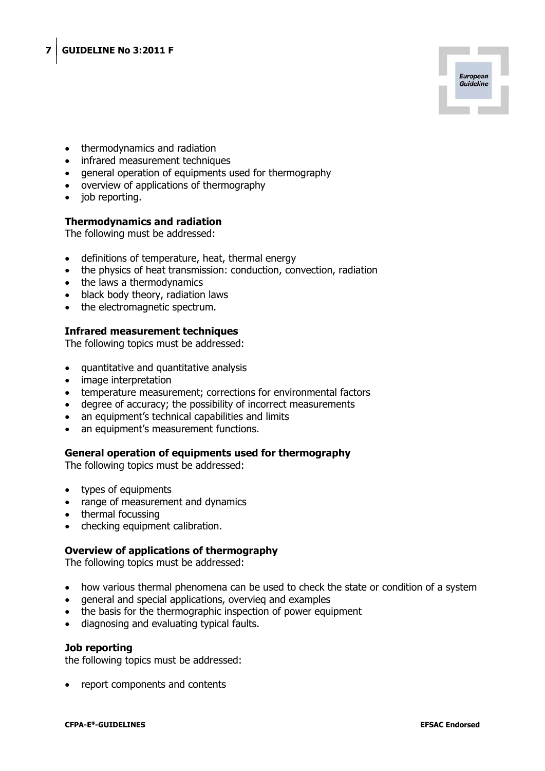- thermodynamics and radiation
- infrared measurement techniques
- general operation of equipments used for thermography
- overview of applications of thermography
- job reporting.

**Thermodynamics and radiation**

The following must be addressed:

- definitions of temperature, heat, thermal energy
- the physics of heat transmission: conduction, convection, radiation
- the laws a thermodynamics
- black body theory, radiation laws
- the electromagnetic spectrum.

**Infrared measurement techniques**

The following topics must be addressed:

- quantitative and quantitative analysis
- image interpretation
- temperature measurement; corrections for environmental factors
- degree of accuracy; the possibility of incorrect measurements
- an equipment's technical capabilities and limits
- an equipment's measurement functions.

**General operation of equipments used for thermography**

The following topics must be addressed:

- types of equipments
- range of measurement and dynamics
- thermal focussing
- checking equipment calibration.

**Overview of applications of thermography**

The following topics must be addressed:

- how various thermal phenomena can be used to check the state or condition of a system
- general and special applications, overvieq and examples
- the basis for the thermographic inspection of power equipment
- diagnosing and evaluating typical faults.

**Job reporting**

the following topics must be addressed:

- report components and contents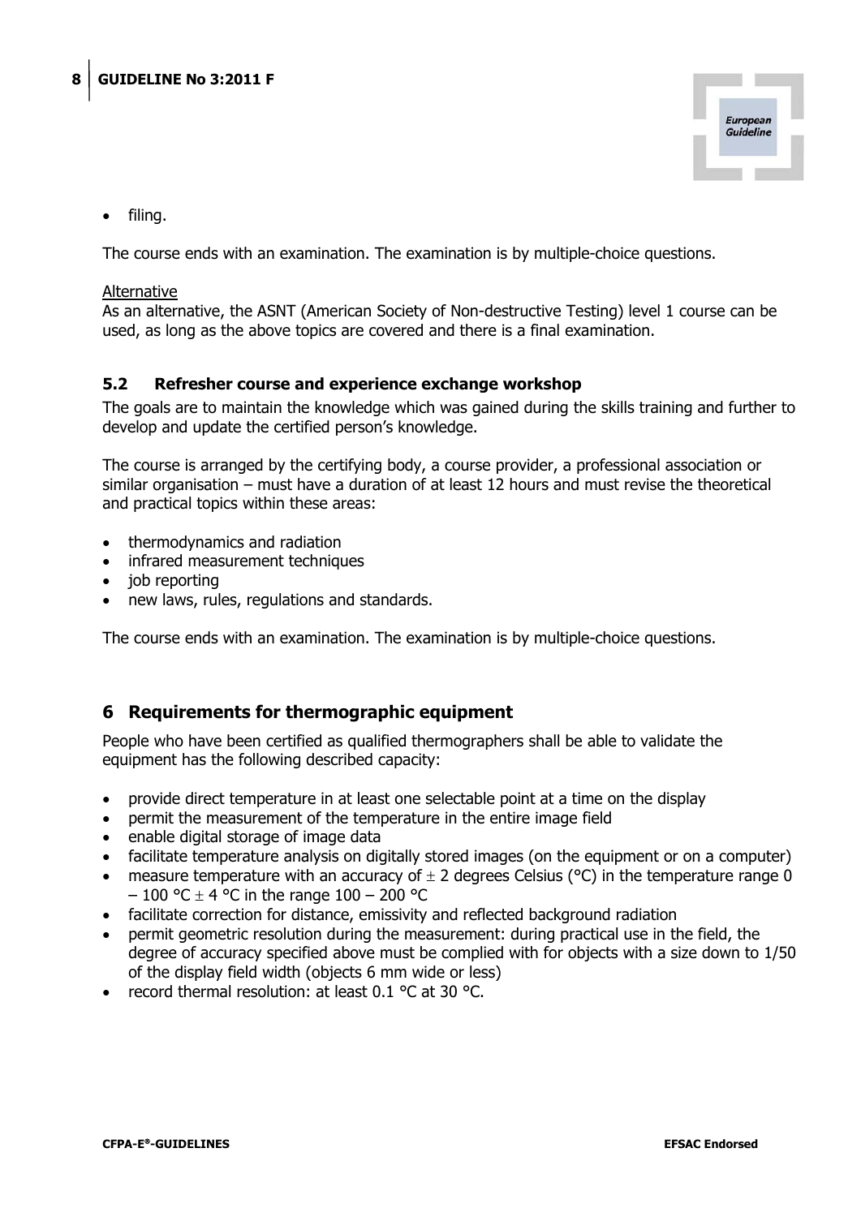- filing.

The course ends with an examination. The examination is by multiple-choice questions.

Alternative

As an alternative, the ASNT (American Society of Non-destructive Testing) level 1 course can be used, as long as the above topics are covered and there is a final examination.

### 5.2 Refresher course and experience exchange workshop

The goals are to maintain the knowledge which was gained during the skills training and further to develop and update the certified person's knowledge.

The course is arranged by the certifying body, a course provider, a professional association or similar organisation – must have a duration of at least 12 hours and must revise the theoretical and practical topics within these areas:

- thermodynamics and radiation
- infrared measurement techniques
- job reporting
- new laws, rules, regulations and standards.

The course ends with an examination. The examination is by multiple-choice questions.

## 6 Requirements for thermographic equipment

People who have been certified as qualified thermographers shall be able to validate the equipment has the following described capacity:

- provide direct temperature in at least one selectable point at a time on the display
- permit the measurement of the temperature in the entire image field
- enable digital storage of image data
- facilitate temperature analysis on digitally stored images (on the equipment or on a computer)
- measure temperature with an accuracy of $\pm$ 2 degrees Celsius (°C) in the temperature range 0 – 100 °C $\pm$ 4 °C in the range 100 – 200 °C
- facilitate correction for distance, emissivity and reflected background radiation
- permit geometric resolution during the measurement: during practical use in the field, the degree of accuracy specified above must be complied with for objects with a size down to 1/50 of the display field width (objects 6 mm wide or less)
- record thermal resolution: at least 0.1 °C at 30 °C.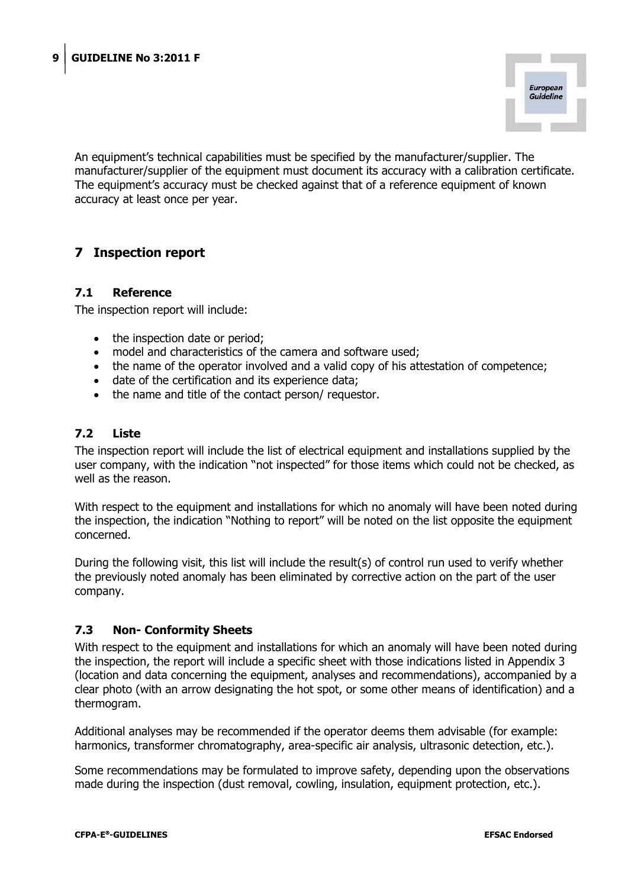An equipment's technical capabilities must be specified by the manufacturer/supplier. The manufacturer/supplier of the equipment must document its accuracy with a calibration certificate. The equipment's accuracy must be checked against that of a reference equipment of known accuracy at least once per year.

## 7 Inspection report

### 7.1 Reference

The inspection report will include:

- the inspection date or period;
- model and characteristics of the camera and software used;
- the name of the operator involved and a valid copy of his attestation of competence;
- date of the certification and its experience data;
- the name and title of the contact person/ requestor.

### 7.2 Liste

The inspection report will include the list of electrical equipment and installations supplied by the user company, with the indication "not inspected" for those items which could not be checked, as well as the reason.

With respect to the equipment and installations for which no anomaly will have been noted during the inspection, the indication "Nothing to report" will be noted on the list opposite the equipment concerned.

During the following visit, this list will include the result(s) of control run used to verify whether the previously noted anomaly has been eliminated by corrective action on the part of the user company.

### 7.3 Non- Conformity Sheets

With respect to the equipment and installations for which an anomaly will have been noted during the inspection, the report will include a specific sheet with those indications listed in Appendix 3 (location and data concerning the equipment, analyses and recommendations), accompanied by a clear photo (with an arrow designating the hot spot, or some other means of identification) and a thermogram.

Additional analyses may be recommended if the operator deems them advisable (for example: harmonics, transformer chromatography, area-specific air analysis, ultrasonic detection, etc.).

Some recommendations may be formulated to improve safety, depending upon the observations made during the inspection (dust removal, cowling, insulation, equipment protection, etc.).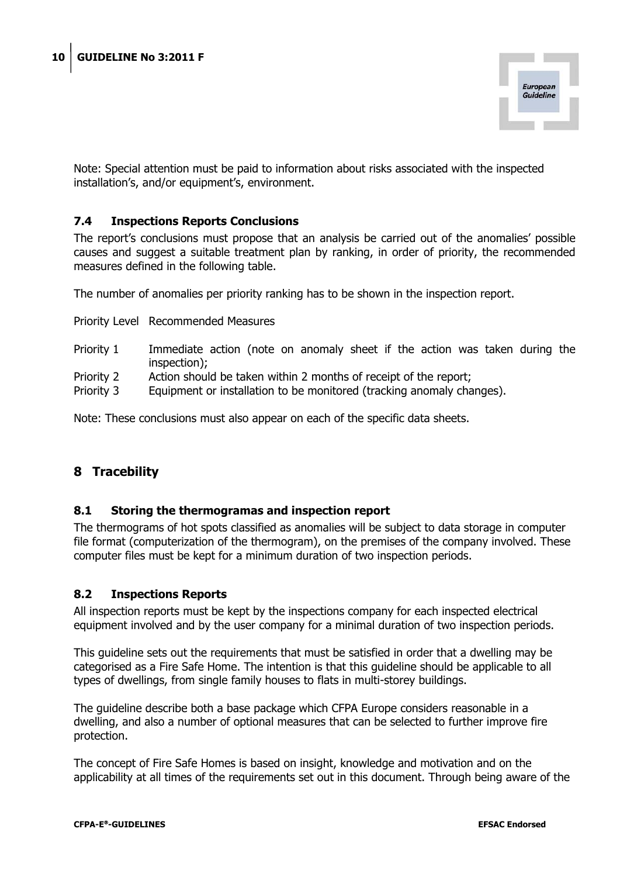Note: Special attention must be paid to information about risks associated with the inspected installation's, and/or equipment's, environment.

### 7.4 Inspections Reports Conclusions

The report's conclusions must propose that an analysis be carried out of the anomalies' possible causes and suggest a suitable treatment plan by ranking, in order of priority, the recommended measures defined in the following table.

The number of anomalies per priority ranking has to be shown in the inspection report.

| Priority Level | Recommended Measures |
|---|---|
| Priority 1 | Immediate action (note on anomaly sheet if the action was taken during the inspection); |
| Priority 2 | Action should be taken within 2 months of receipt of the report; |
| Priority 3 | Equipment or installation to be monitored (tracking anomaly changes). |

Note: These conclusions must also appear on each of the specific data sheets.

## 8 Tracebility

### 8.1 Storing the thermogramas and inspection report

The thermograms of hot spots classified as anomalies will be subject to data storage in computer file format (computerization of the thermogram), on the premises of the company involved. These computer files must be kept for a minimum duration of two inspection periods.

### 8.2 Inspections Reports

All inspection reports must be kept by the inspections company for each inspected electrical equipment involved and by the user company for a minimal duration of two inspection periods.

This guideline sets out the requirements that must be satisfied in order that a dwelling may be categorised as a Fire Safe Home. The intention is that this guideline should be applicable to all types of dwellings, from single family houses to flats in multi-storey buildings.

The guideline describe both a base package which CFPA Europe considers reasonable in a dwelling, and also a number of optional measures that can be selected to further improve fire protection.

The concept of Fire Safe Homes is based on insight, knowledge and motivation and on the applicability at all times of the requirements set out in this document. Through being aware of the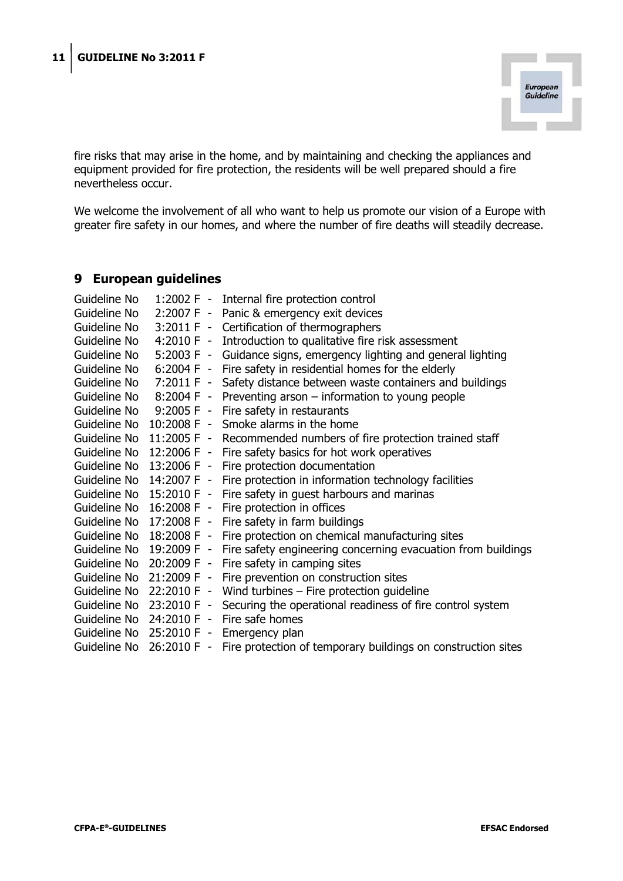fire risks that may arise in the home, and by maintaining and checking the appliances and equipment provided for fire protection, the residents will be well prepared should a fire nevertheless occur.

We welcome the involvement of all who want to help us promote our vision of a Europe with greater fire safety in our homes, and where the number of fire deaths will steadily decrease.

## 9 European guidelines

Guideline No 1:2002 F - Internal fire protection control
Guideline No 2:2007 F - Panic & emergency exit devices
Guideline No 3:2011 F - Certification of thermographers
Guideline No 4:2010 F - Introduction to qualitative fire risk assessment
Guideline No 5:2003 F - Guidance signs, emergency lighting and general lighting
Guideline No 6:2004 F - Fire safety in residential homes for the elderly
Guideline No 7:2011 F - Safety distance between waste containers and buildings
Guideline No 8:2004 F - Preventing arson – information to young people
Guideline No 9:2005 F - Fire safety in restaurants
Guideline No 10:2008 F - Smoke alarms in the home
Guideline No 11:2005 F - Recommended numbers of fire protection trained staff
Guideline No 12:2006 F - Fire safety basics for hot work operatives
Guideline No 13:2006 F - Fire protection documentation
Guideline No 14:2007 F - Fire protection in information technology facilities
Guideline No 15:2010 F - Fire safety in guest harbours and marinas
Guideline No 16:2008 F - Fire protection in offices
Guideline No 17:2008 F - Fire safety in farm buildings
Guideline No 18:2008 F - Fire protection on chemical manufacturing sites
Guideline No 19:2009 F - Fire safety engineering concerning evacuation from buildings
Guideline No 20:2009 F - Fire safety in camping sites
Guideline No 21:2009 F - Fire prevention on construction sites
Guideline No 22:2010 F - Wind turbines – Fire protection guideline
Guideline No 23:2010 F - Securing the operational readiness of fire control system
Guideline No 24:2010 F - Fire safe homes
Guideline No 25:2010 F - Emergency plan
Guideline No 26:2010 F - Fire protection of temporary buildings on construction sites